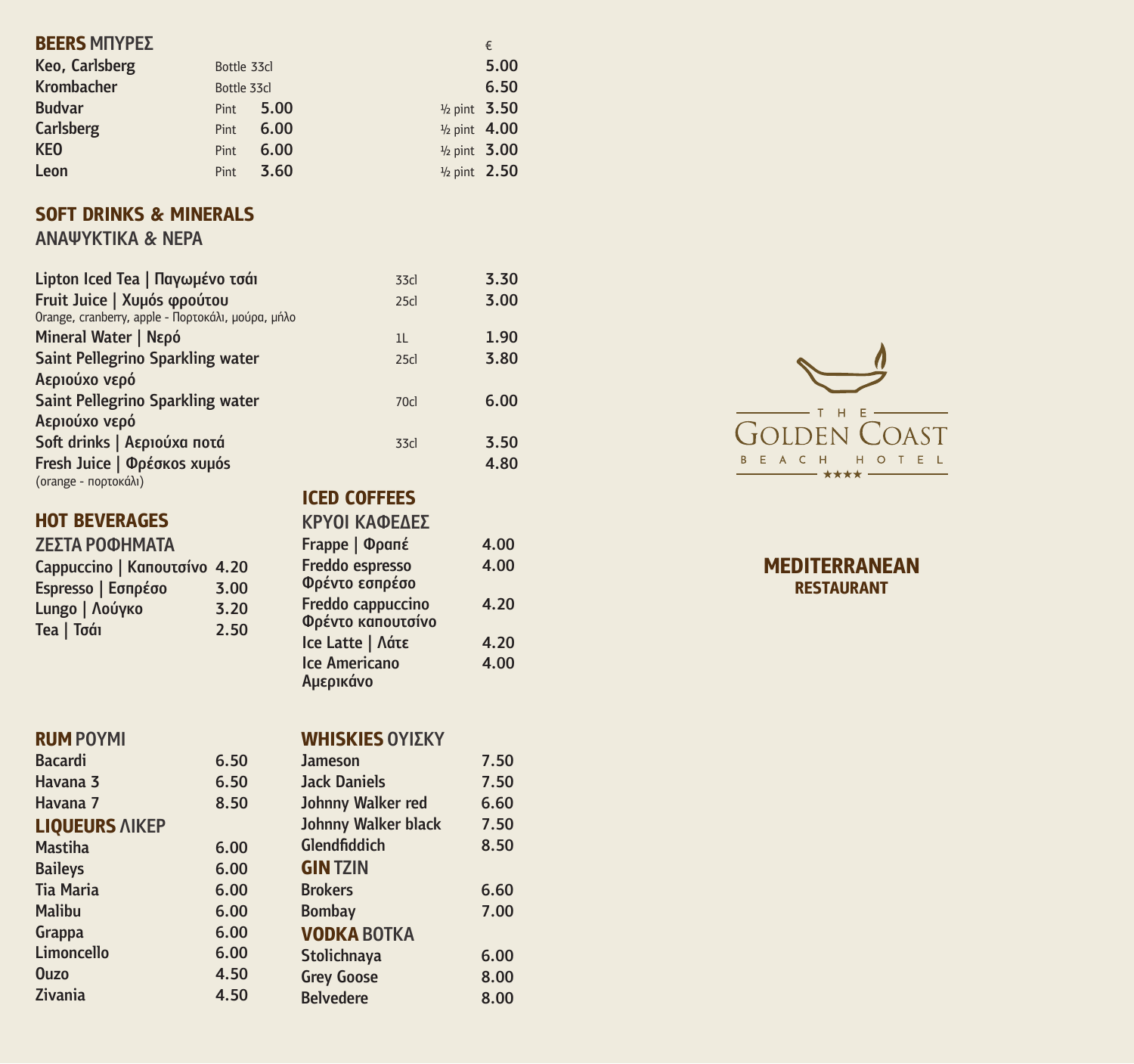## BEERS ΜΠΥΡΕΣ

| | | | | € |
|---|---|---|---|---|
| Keo, Carlsberg | Bottle 33cl | | | 5.00 |
| Krombacher | Bottle 33cl | | | 6.50 |
| Budvar | Pint | 5.00 | ½ pint | 3.50 |
| Carlsberg | Pint | 6.00 | ½ pint | 4.00 |
| KEO | Pint | 6.00 | ½ pint | 3.00 |
| Leon | Pint | 3.60 | ½ pint | 2.50 |

## SOFT DRINKS & MINERALS
### ΑΝΑΨΥΚΤΙΚΑ & ΝΕΡΑ

| | | |
|---|---|---|
| Lipton Iced Tea \| Παγωμένο τσάι | 33cl | 3.30 |
| Fruit Juice \| Χυμός φρούτου<br>Orange, cranberry, apple - Πορτοκάλι, μούρα, μήλο | 25cl | 3.00 |
| Mineral Water \| Νερό | 1L | 1.90 |
| Saint Pellegrino Sparkling water<br>Αεριούχο νερό | 25cl | 3.80 |
| Saint Pellegrino Sparkling water<br>Αεριούχο νερό | 70cl | 6.00 |
| Soft drinks \| Αεριούχα ποτά | 33cl | 3.50 |
| Fresh Juice \| Φρέσκος χυμός<br>(orange - πορτοκάλι) | | 4.80 |

## HOT BEVERAGES
### ΖΕΣΤΑ ΡΟΦΗΜΑΤΑ

| | |
|---|---|
| Cappuccino \| Καπουτσίνο | 4.20 |
| Espresso \| Εσπρέσο | 3.00 |
| Lungo \| Λούγκο | 3.20 |
| Tea \| Τσάι | 2.50 |

## ICED COFFEES
### ΚΡΥΟΙ ΚΑΦΕΔΕΣ

| | |
|---|---|
| Frappe \| Φραπέ | 4.00 |
| Freddo espresso<br>Φρέντο εσπρέσο | 4.00 |
| Freddo cappuccino<br>Φρέντο καπουτσίνο | 4.20 |
| Ice Latte \| Λάτε | 4.20 |
| Ice Americano<br>Αμερικάνο | 4.00 |

## RUM ΡΟΥΜΙ

| | |
|---|---|
| Bacardi | 6.50 |
| Havana 3 | 6.50 |
| Havana 7 | 8.50 |

## LIQUEURS ΛΙΚΕΡ

| | |
|---|---|
| Mastiha | 6.00 |
| Baileys | 6.00 |
| Tia Maria | 6.00 |
| Malibu | 6.00 |
| Grappa | 6.00 |
| Limoncello | 6.00 |
| Ouzo | 4.50 |
| Zivania | 4.50 |

## WHISKIES ΟΥΙΣΚΥ

| | |
|---|---|
| Jameson | 7.50 |
| Jack Daniels | 7.50 |
| Johnny Walker red | 6.60 |
| Johnny Walker black | 7.50 |
| Glendfiddich | 8.50 |

## GIN ΤΖΙΝ

| | |
|---|---|
| Brokers | 6.60 |
| Bombay | 7.00 |

## VODKA ΒΟΤΚΑ

| | |
|---|---|
| Stolichnaya | 6.00 |
| Grey Goose | 8.00 |
| Belvedere | 8.00 |

THE GOLDEN COAST BEACH HOTEL ★★★★

**MEDITERRANEAN**
**RESTAURANT**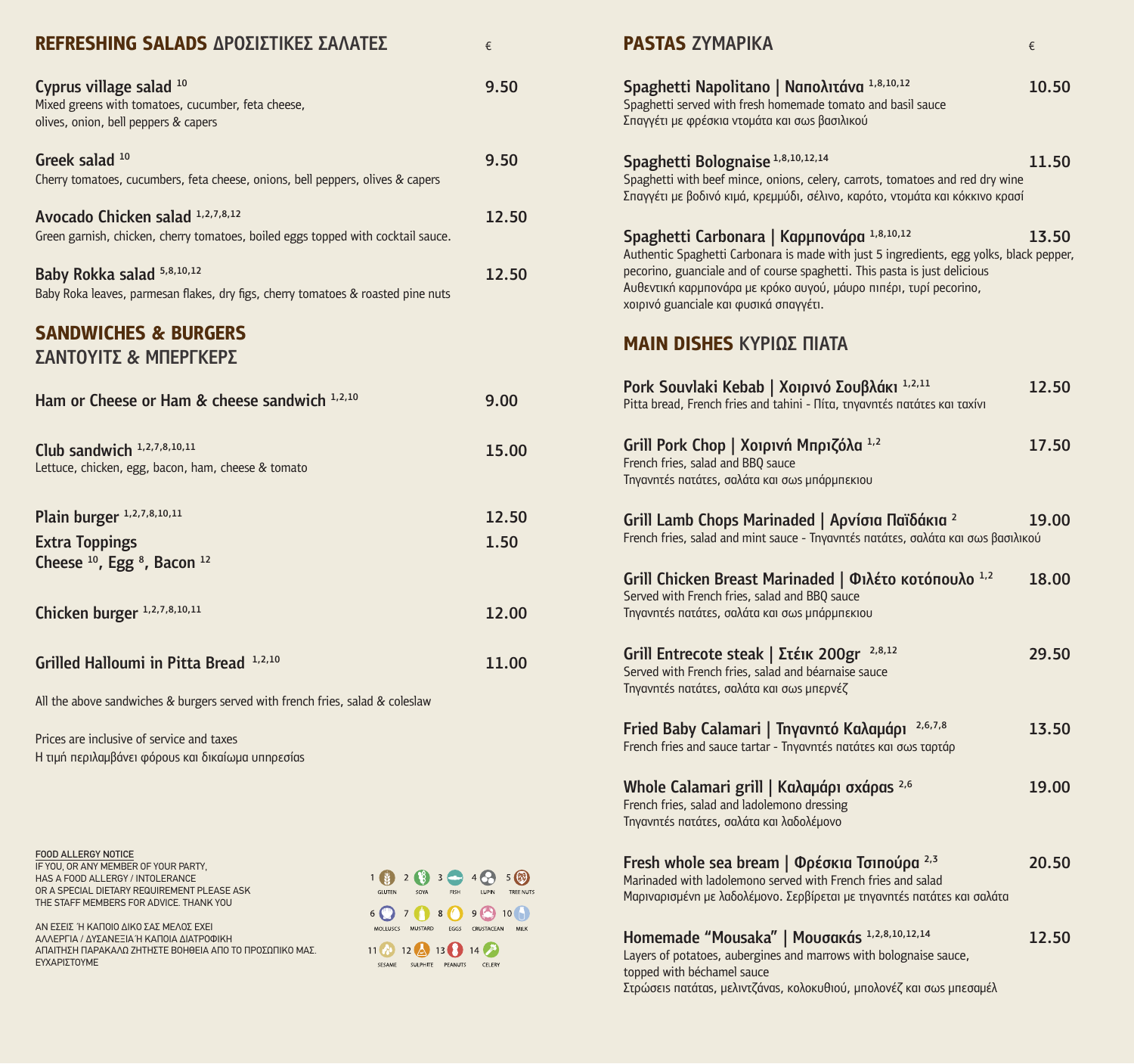## REFRESHING SALADS ΔΡΟΣΙΣΤΙΚΕΣ ΣΑΛΑΤΕΣ

€

**Cyprus village salad** [10] — 9.50
Mixed greens with tomatoes, cucumber, feta cheese, olives, onion, bell peppers & capers

**Greek salad** [10] — 9.50
Cherry tomatoes, cucumbers, feta cheese, onions, bell peppers, olives & capers

**Avocado Chicken salad** [1,2,7,8,12] — 12.50
Green garnish, chicken, cherry tomatoes, boiled eggs topped with cocktail sauce.

**Baby Rokka salad** [5,8,10,12] — 12.50
Baby Roka leaves, parmesan flakes, dry figs, cherry tomatoes & roasted pine nuts

## SANDWICHES & BURGERS ΣΑΝΤΟΥΙΤΣ & ΜΠΕΡΓΚΕΡΣ

**Ham or Cheese or Ham & cheese sandwich** [1,2,10] — 9.00

**Club sandwich** [1,2,7,8,10,11] — 15.00
Lettuce, chicken, egg, bacon, ham, cheese & tomato

**Plain burger** [1,2,7,8,10,11] — 12.50
**Extra Toppings** — 1.50
**Cheese** [10], **Egg** [8], **Bacon** [12]

**Chicken burger** [1,2,7,8,10,11] — 12.00

**Grilled Halloumi in Pitta Bread** [1,2,10] — 11.00

All the above sandwiches & burgers served with french fries, salad & coleslaw

Prices are inclusive of service and taxes
Η τιμή περιλαμβάνει φόρους και δικαίωμα υπηρεσίας

FOOD ALLERGY NOTICE
IF YOU, OR ANY MEMBER OF YOUR PARTY, HAS A FOOD ALLERGY / INTOLERANCE OR A SPECIAL DIETARY REQUIREMENT PLEASE ASK THE STAFF MEMBERS FOR ADVICE. THANK YOU

ΑΝ ΕΣΕΙΣ Ή ΚΑΠΟΙΟ ΔΙΚΟ ΣΑΣ ΜΕΛΟΣ ΕΧΕΙ ΑΛΛΕΡΓΙΑ / ΔΥΣΑΝΕΞΙΑ Ή ΚΑΠΟΙΑ ΔΙΑΤΡΟΦΙΚΗ ΑΠΑΙΤΗΣΗ ΠΑΡΑΚΑΛΩ ΖΗΤΗΣΤΕ ΒΟΗΘΕΙΑ ΑΠΟ ΤΟ ΠΡΟΣΩΠΙΚΟ ΜΑΣ. ΕΥΧΑΡΙΣΤΟΥΜΕ

1 GLUTEN 2 SOYA 3 FISH 4 LUPIN 5 TREE NUTS
6 MOLLUSCS 7 MUSTARD 8 EGGS 9 CRUSTACEAN 10 MILK
11 SESAME 12 SULPHITE 13 PEANUTS 14 CELERY

## PASTAS ΖΥΜΑΡΙΚΑ

€

**Spaghetti Napolitano | Ναπολιτάνα** [1,8,10,12] — 10.50
Spaghetti served with fresh homemade tomato and basil sauce
Σπαγγέτι με φρέσκια ντομάτα και σως βασιλικού

**Spaghetti Bolognaise** [1,8,10,12,14] — 11.50
Spaghetti with beef mince, onions, celery, carrots, tomatoes and red dry wine
Σπαγγέτι με βοδινό κιμά, κρεμμύδι, σέλινο, καρότο, ντομάτα και κόκκινο κρασί

**Spaghetti Carbonara | Καρμπονάρα** [1,8,10,12] — 13.50
Authentic Spaghetti Carbonara is made with just 5 ingredients, egg yolks, black pepper, pecorino, guanciale and of course spaghetti. This pasta is just delicious
Αυθεντική καρμπονάρα με κρόκο αυγού, μάυρο πιπέρι, τυρί pecorino, χοιρινό guanciale και φυσικά σπαγγέτι.

## MAIN DISHES ΚΥΡΙΩΣ ΠΙΑΤΑ

**Pork Souvlaki Kebab | Χοιρινό Σουβλάκι** [1,2,11] — 12.50
Pitta bread, French fries and tahini - Πίτα, τηγαντές πατάτες και ταχίνι

**Grill Pork Chop | Χοιρινή Μπριζόλα** [1,2] — 17.50
French fries, salad and BBQ sauce
Τηγαντές πατάτες, σαλάτα και σως μπάρμπεκιου

**Grill Lamb Chops Marinaded | Αρνίσια Παϊδάκια** [2] — 19.00
French fries, salad and mint sauce - Τηγαντές πατάτες, σαλάτα και σως βασιλικού

**Grill Chicken Breast Marinaded | Φιλέτο κοτόπουλο** [1,2] — 18.00
Served with French fries, salad and BBQ sauce
Τηγαντές πατάτες, σαλάτα και σως μπάρμπεκιου

**Grill Entrecote steak | Στέικ 200gr** [2,8,12] — 29.50
Served with French fries, salad and béarnaise sauce
Τηγαντές πατάτες, σαλάτα και σως μπερνέζ

**Fried Baby Calamari | Τηγαντό Καλαμάρι** [2,6,7,8] — 13.50
French fries and sauce tartar - Τηγαντές πατάτες και σως ταρτάρ

**Whole Calamari grill | Καλαμάρι σχάρας** [2,6] — 19.00
French fries, salad and ladolemono dressing
Τηγαντές πατάτες, σαλάτα και λαδολέμονο

**Fresh whole sea bream | Φρέσκια Τσιπούρα** [2,3] — 20.50
Marinaded with ladolemono served with French fries and salad
Μαριναρισμένη με λαδολέμονο. Σερβίρεται με τηγαντές πατάτες και σαλάτα

**Homemade "Mousaka" | Μουσακάς** [1,2,8,10,12,14] — 12.50
Layers of potatoes, aubergines and marrows with bolognaise sauce, topped with béchamel sauce
Στρώσεις πατάτας, μελιντζάνας, κολοκυθιού, μπολονέζ και σως μπεσαμέλ